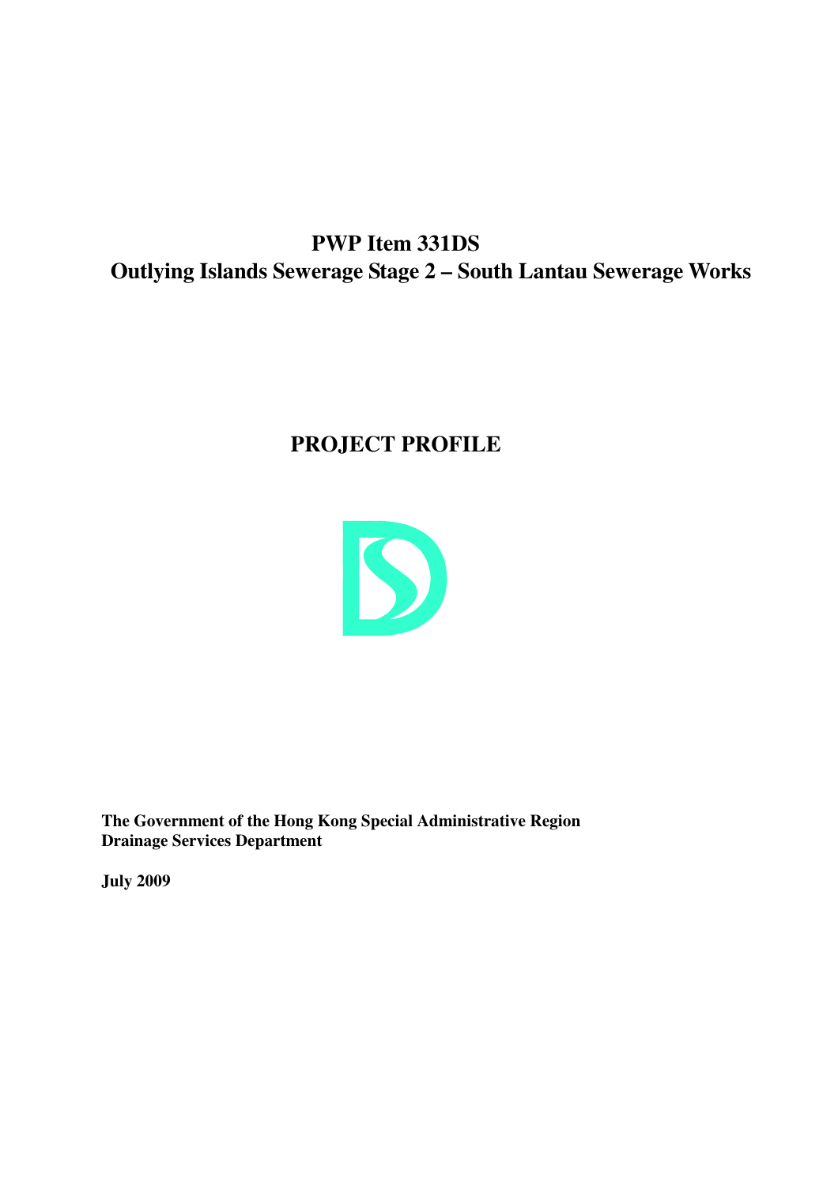# PWP Item 331DS
# Outlying Islands Sewerage Stage 2 – South Lantau Sewerage Works

## PROJECT PROFILE

**The Government of the Hong Kong Special Administrative Region**
**Drainage Services Department**

**July 2009**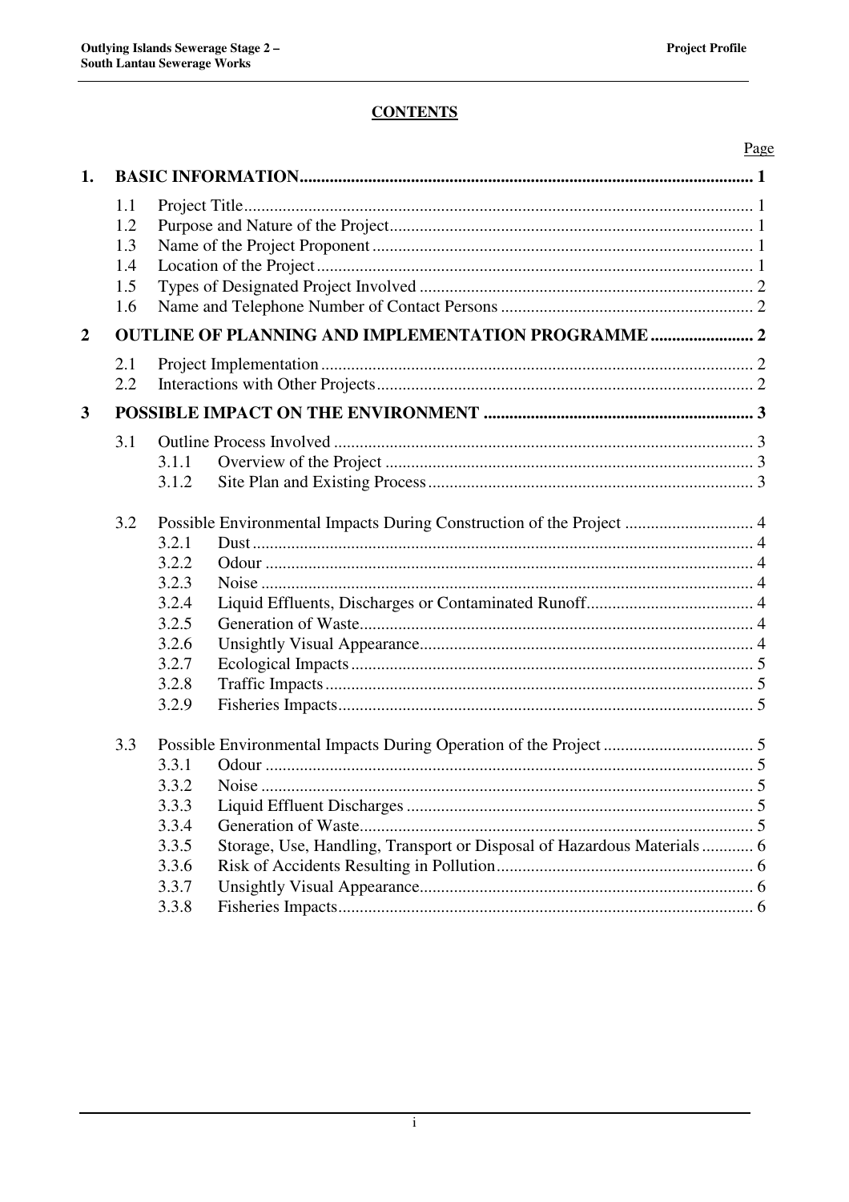## CONTENTS

| | | | Page |
|---|---|---|---|
| **1.** | **BASIC INFORMATION** | | **1** |
| | 1.1 | Project Title | 1 |
| | 1.2 | Purpose and Nature of the Project | 1 |
| | 1.3 | Name of the Project Proponent | 1 |
| | 1.4 | Location of the Project | 1 |
| | 1.5 | Types of Designated Project Involved | 2 |
| | 1.6 | Name and Telephone Number of Contact Persons | 2 |
| **2** | **OUTLINE OF PLANNING AND IMPLEMENTATION PROGRAMME** | | **2** |
| | 2.1 | Project Implementation | 2 |
| | 2.2 | Interactions with Other Projects | 2 |
| **3** | **POSSIBLE IMPACT ON THE ENVIRONMENT** | | **3** |
| | 3.1 | Outline Process Involved | 3 |
| | 3.1.1 | Overview of the Project | 3 |
| | 3.1.2 | Site Plan and Existing Process | 3 |
| | 3.2 | Possible Environmental Impacts During Construction of the Project | 4 |
| | 3.2.1 | Dust | 4 |
| | 3.2.2 | Odour | 4 |
| | 3.2.3 | Noise | 4 |
| | 3.2.4 | Liquid Effluents, Discharges or Contaminated Runoff | 4 |
| | 3.2.5 | Generation of Waste | 4 |
| | 3.2.6 | Unsightly Visual Appearance | 4 |
| | 3.2.7 | Ecological Impacts | 5 |
| | 3.2.8 | Traffic Impacts | 5 |
| | 3.2.9 | Fisheries Impacts | 5 |
| | 3.3 | Possible Environmental Impacts During Operation of the Project | 5 |
| | 3.3.1 | Odour | 5 |
| | 3.3.2 | Noise | 5 |
| | 3.3.3 | Liquid Effluent Discharges | 5 |
| | 3.3.4 | Generation of Waste | 5 |
| | 3.3.5 | Storage, Use, Handling, Transport or Disposal of Hazardous Materials | 6 |
| | 3.3.6 | Risk of Accidents Resulting in Pollution | 6 |
| | 3.3.7 | Unsightly Visual Appearance | 6 |
| | 3.3.8 | Fisheries Impacts | 6 |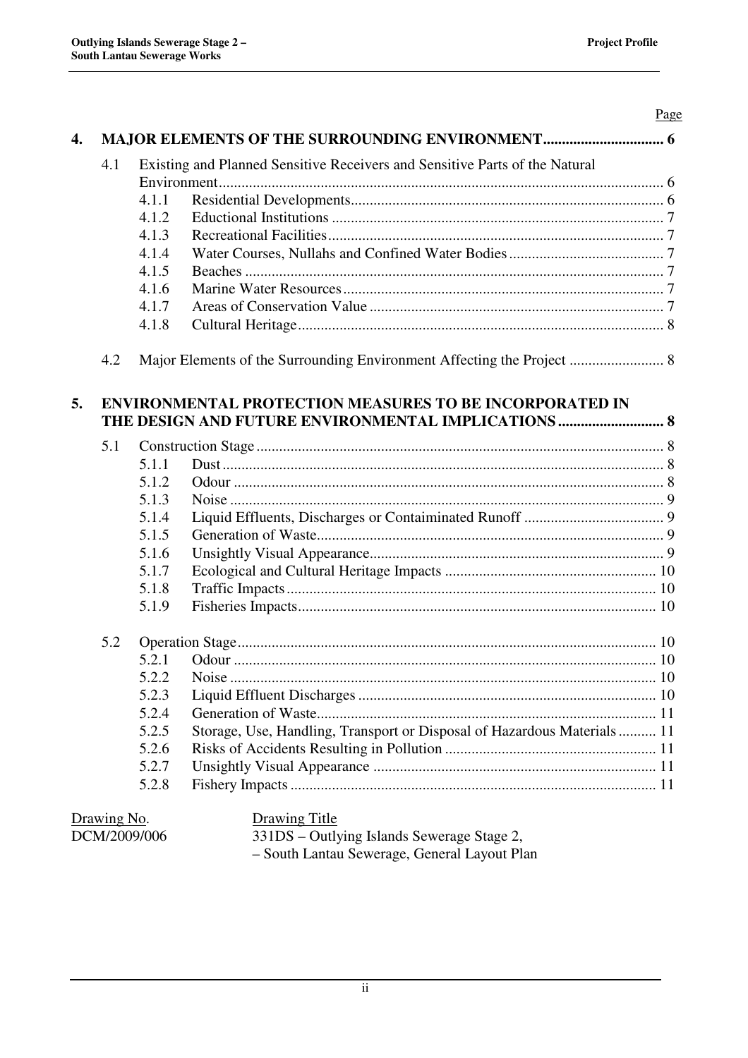Page

**4. MAJOR ELEMENTS OF THE SURROUNDING ENVIRONMENT................................ 6**

4.1 Existing and Planned Sensitive Receivers and Sensitive Parts of the Natural Environment.................................................................................................................... 6

- 4.1.1 Residential Developments.................................................................................. 6
- 4.1.2 Eductional Institutions ....................................................................................... 7
- 4.1.3 Recreational Facilities........................................................................................ 7
- 4.1.4 Water Courses, Nullahs and Confined Water Bodies ......................................... 7
- 4.1.5 Beaches .............................................................................................................. 7
- 4.1.6 Marine Water Resources.................................................................................... 7
- 4.1.7 Areas of Conservation Value ............................................................................. 7
- 4.1.8 Cultural Heritage................................................................................................ 8

4.2 Major Elements of the Surrounding Environment Affecting the Project ......................... 8

**5. ENVIRONMENTAL PROTECTION MEASURES TO BE INCORPORATED IN THE DESIGN AND FUTURE ENVIRONMENTAL IMPLICATIONS ............................ 8**

5.1 Construction Stage.......................................................................................................... 8

- 5.1.1 Dust.................................................................................................................... 8
- 5.1.2 Odour ................................................................................................................. 8
- 5.1.3 Noise .................................................................................................................. 9
- 5.1.4 Liquid Effluents, Discharges or Contaiminated Runoff ..................................... 9
- 5.1.5 Generation of Waste........................................................................................... 9
- 5.1.6 Unsightly Visual Appearance............................................................................. 9
- 5.1.7 Ecological and Cultural Heritage Impacts ........................................................ 10
- 5.1.8 Traffic Impacts................................................................................................. 10
- 5.1.9 Fisheries Impacts.............................................................................................. 10

5.2 Operation Stage............................................................................................................. 10

- 5.2.1 Odour ............................................................................................................... 10
- 5.2.2 Noise ................................................................................................................ 10
- 5.2.3 Liquid Effluent Discharges ............................................................................... 10
- 5.2.4 Generation of Waste......................................................................................... 11
- 5.2.5 Storage, Use, Handling, Transport or Disposal of Hazardous Materials .......... 11
- 5.2.6 Risks of Accidents Resulting in Pollution ....................................................... 11
- 5.2.7 Unsightly Visual Appearance ........................................................................... 11
- 5.2.8 Fishery Impacts ................................................................................................ 11

| Drawing No. | Drawing Title |
| --- | --- |
| DCM/2009/006 | 331DS – Outlying Islands Sewerage Stage 2, – South Lantau Sewerage, General Layout Plan |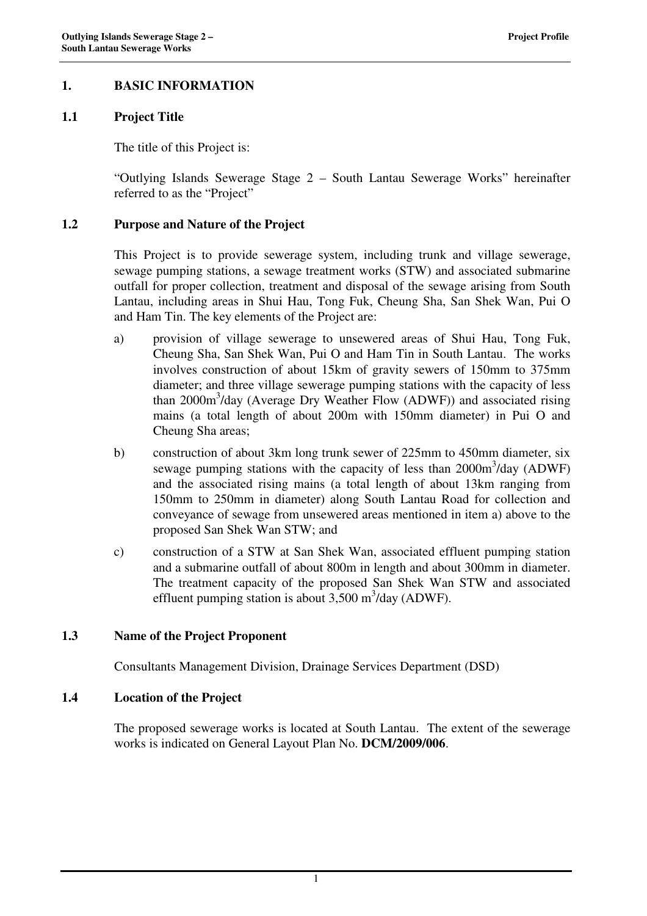## 1. BASIC INFORMATION

### 1.1 Project Title

The title of this Project is:

"Outlying Islands Sewerage Stage 2 – South Lantau Sewerage Works" hereinafter referred to as the "Project"

### 1.2 Purpose and Nature of the Project

This Project is to provide sewerage system, including trunk and village sewerage, sewage pumping stations, a sewage treatment works (STW) and associated submarine outfall for proper collection, treatment and disposal of the sewage arising from South Lantau, including areas in Shui Hau, Tong Fuk, Cheung Sha, San Shek Wan, Pui O and Ham Tin. The key elements of the Project are:

a) provision of village sewerage to unsewered areas of Shui Hau, Tong Fuk, Cheung Sha, San Shek Wan, Pui O and Ham Tin in South Lantau. The works involves construction of about 15km of gravity sewers of 150mm to 375mm diameter; and three village sewerage pumping stations with the capacity of less than 2000m$^3$/day (Average Dry Weather Flow (ADWF)) and associated rising mains (a total length of about 200m with 150mm diameter) in Pui O and Cheung Sha areas;

b) construction of about 3km long trunk sewer of 225mm to 450mm diameter, six sewage pumping stations with the capacity of less than 2000m$^3$/day (ADWF) and the associated rising mains (a total length of about 13km ranging from 150mm to 250mm in diameter) along South Lantau Road for collection and conveyance of sewage from unsewered areas mentioned in item a) above to the proposed San Shek Wan STW; and

c) construction of a STW at San Shek Wan, associated effluent pumping station and a submarine outfall of about 800m in length and about 300mm in diameter. The treatment capacity of the proposed San Shek Wan STW and associated effluent pumping station is about 3,500 m$^3$/day (ADWF).

### 1.3 Name of the Project Proponent

Consultants Management Division, Drainage Services Department (DSD)

### 1.4 Location of the Project

The proposed sewerage works is located at South Lantau. The extent of the sewerage works is indicated on General Layout Plan No. **DCM/2009/006**.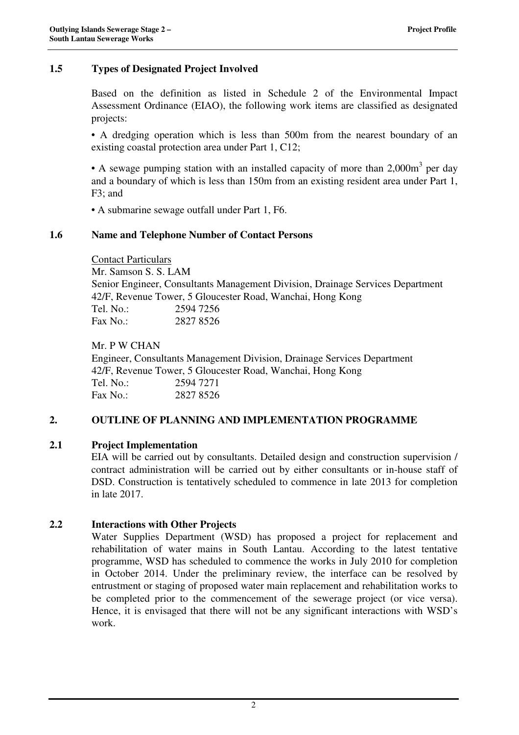### 1.5 Types of Designated Project Involved

Based on the definition as listed in Schedule 2 of the Environmental Impact Assessment Ordinance (EIAO), the following work items are classified as designated projects:

• A dredging operation which is less than 500m from the nearest boundary of an existing coastal protection area under Part 1, C12;

• A sewage pumping station with an installed capacity of more than 2,000$m^3$ per day and a boundary of which is less than 150m from an existing resident area under Part 1, F3; and

• A submarine sewage outfall under Part 1, F6.

### 1.6 Name and Telephone Number of Contact Persons

Contact Particulars

Mr. Samson S. S. LAM
Senior Engineer, Consultants Management Division, Drainage Services Department
42/F, Revenue Tower, 5 Gloucester Road, Wanchai, Hong Kong
Tel. No.: 2594 7256
Fax No.: 2827 8526

Mr. P W CHAN
Engineer, Consultants Management Division, Drainage Services Department
42/F, Revenue Tower, 5 Gloucester Road, Wanchai, Hong Kong
Tel. No.: 2594 7271
Fax No.: 2827 8526

## 2. OUTLINE OF PLANNING AND IMPLEMENTATION PROGRAMME

### 2.1 Project Implementation

EIA will be carried out by consultants. Detailed design and construction supervision / contract administration will be carried out by either consultants or in-house staff of DSD. Construction is tentatively scheduled to commence in late 2013 for completion in late 2017.

### 2.2 Interactions with Other Projects

Water Supplies Department (WSD) has proposed a project for replacement and rehabilitation of water mains in South Lantau. According to the latest tentative programme, WSD has scheduled to commence the works in July 2010 for completion in October 2014. Under the preliminary review, the interface can be resolved by entrustment or staging of proposed water main replacement and rehabilitation works to be completed prior to the commencement of the sewerage project (or vice versa). Hence, it is envisaged that there will not be any significant interactions with WSD's work.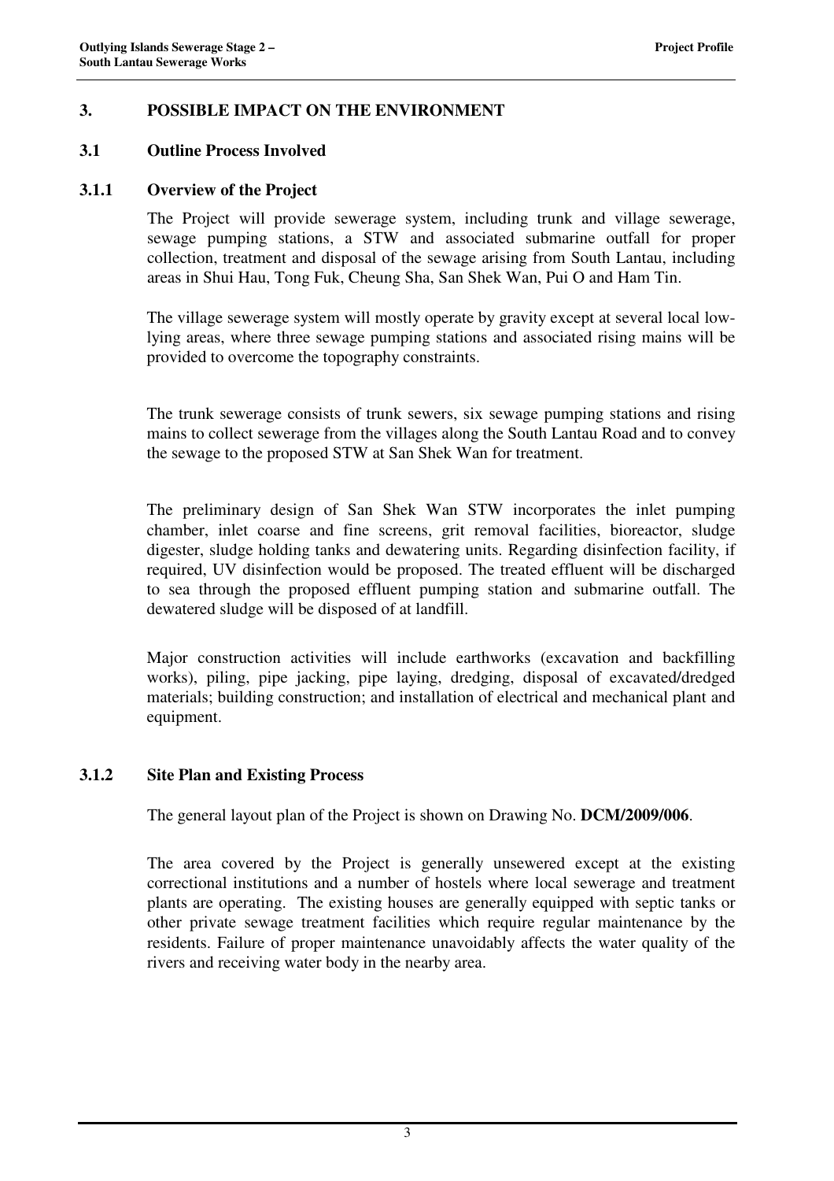## 3. POSSIBLE IMPACT ON THE ENVIRONMENT

### 3.1 Outline Process Involved

#### 3.1.1 Overview of the Project

The Project will provide sewerage system, including trunk and village sewerage, sewage pumping stations, a STW and associated submarine outfall for proper collection, treatment and disposal of the sewage arising from South Lantau, including areas in Shui Hau, Tong Fuk, Cheung Sha, San Shek Wan, Pui O and Ham Tin.

The village sewerage system will mostly operate by gravity except at several local low-lying areas, where three sewage pumping stations and associated rising mains will be provided to overcome the topography constraints.

The trunk sewerage consists of trunk sewers, six sewage pumping stations and rising mains to collect sewerage from the villages along the South Lantau Road and to convey the sewage to the proposed STW at San Shek Wan for treatment.

The preliminary design of San Shek Wan STW incorporates the inlet pumping chamber, inlet coarse and fine screens, grit removal facilities, bioreactor, sludge digester, sludge holding tanks and dewatering units. Regarding disinfection facility, if required, UV disinfection would be proposed. The treated effluent will be discharged to sea through the proposed effluent pumping station and submarine outfall. The dewatered sludge will be disposed of at landfill.

Major construction activities will include earthworks (excavation and backfilling works), piling, pipe jacking, pipe laying, dredging, disposal of excavated/dredged materials; building construction; and installation of electrical and mechanical plant and equipment.

#### 3.1.2 Site Plan and Existing Process

The general layout plan of the Project is shown on Drawing No. **DCM/2009/006**.

The area covered by the Project is generally unsewered except at the existing correctional institutions and a number of hostels where local sewerage and treatment plants are operating. The existing houses are generally equipped with septic tanks or other private sewage treatment facilities which require regular maintenance by the residents. Failure of proper maintenance unavoidably affects the water quality of the rivers and receiving water body in the nearby area.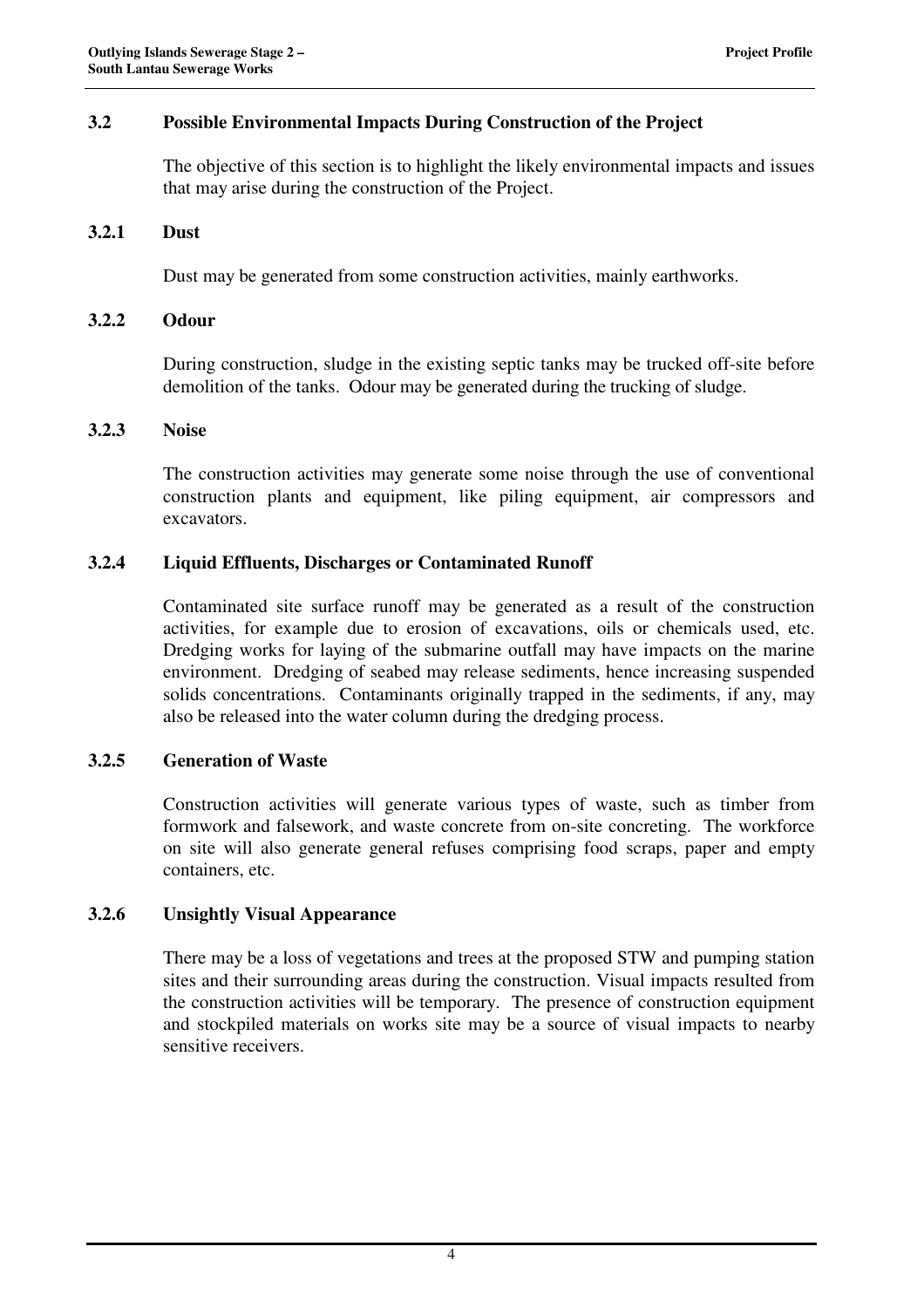## 3.2 Possible Environmental Impacts During Construction of the Project

The objective of this section is to highlight the likely environmental impacts and issues that may arise during the construction of the Project.

### 3.2.1 Dust

Dust may be generated from some construction activities, mainly earthworks.

### 3.2.2 Odour

During construction, sludge in the existing septic tanks may be trucked off-site before demolition of the tanks. Odour may be generated during the trucking of sludge.

### 3.2.3 Noise

The construction activities may generate some noise through the use of conventional construction plants and equipment, like piling equipment, air compressors and excavators.

### 3.2.4 Liquid Effluents, Discharges or Contaminated Runoff

Contaminated site surface runoff may be generated as a result of the construction activities, for example due to erosion of excavations, oils or chemicals used, etc. Dredging works for laying of the submarine outfall may have impacts on the marine environment. Dredging of seabed may release sediments, hence increasing suspended solids concentrations. Contaminants originally trapped in the sediments, if any, may also be released into the water column during the dredging process.

### 3.2.5 Generation of Waste

Construction activities will generate various types of waste, such as timber from formwork and falsework, and waste concrete from on-site concreting. The workforce on site will also generate general refuses comprising food scraps, paper and empty containers, etc.

### 3.2.6 Unsightly Visual Appearance

There may be a loss of vegetations and trees at the proposed STW and pumping station sites and their surrounding areas during the construction. Visual impacts resulted from the construction activities will be temporary. The presence of construction equipment and stockpiled materials on works site may be a source of visual impacts to nearby sensitive receivers.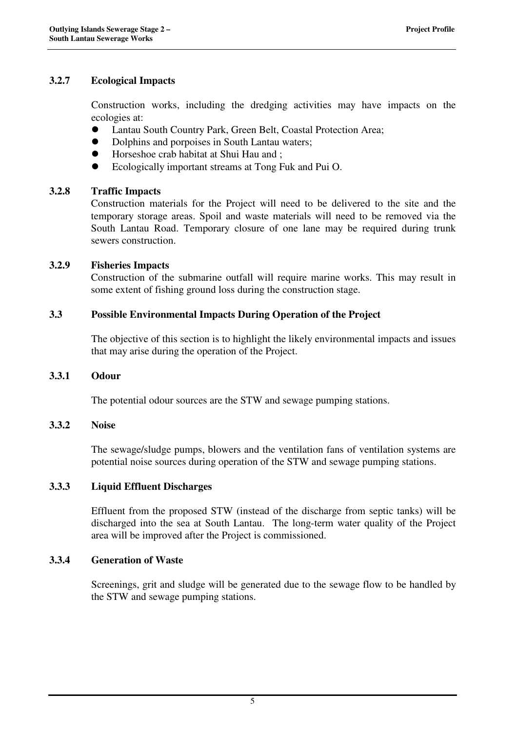### 3.2.7 Ecological Impacts

Construction works, including the dredging activities may have impacts on the ecologies at:

- Lantau South Country Park, Green Belt, Coastal Protection Area;
- Dolphins and porpoises in South Lantau waters;
- Horseshoe crab habitat at Shui Hau and ;
- Ecologically important streams at Tong Fuk and Pui O.

### 3.2.8 Traffic Impacts

Construction materials for the Project will need to be delivered to the site and the temporary storage areas. Spoil and waste materials will need to be removed via the South Lantau Road. Temporary closure of one lane may be required during trunk sewers construction.

### 3.2.9 Fisheries Impacts

Construction of the submarine outfall will require marine works. This may result in some extent of fishing ground loss during the construction stage.

## 3.3 Possible Environmental Impacts During Operation of the Project

The objective of this section is to highlight the likely environmental impacts and issues that may arise during the operation of the Project.

### 3.3.1 Odour

The potential odour sources are the STW and sewage pumping stations.

### 3.3.2 Noise

The sewage/sludge pumps, blowers and the ventilation fans of ventilation systems are potential noise sources during operation of the STW and sewage pumping stations.

### 3.3.3 Liquid Effluent Discharges

Effluent from the proposed STW (instead of the discharge from septic tanks) will be discharged into the sea at South Lantau. The long-term water quality of the Project area will be improved after the Project is commissioned.

### 3.3.4 Generation of Waste

Screenings, grit and sludge will be generated due to the sewage flow to be handled by the STW and sewage pumping stations.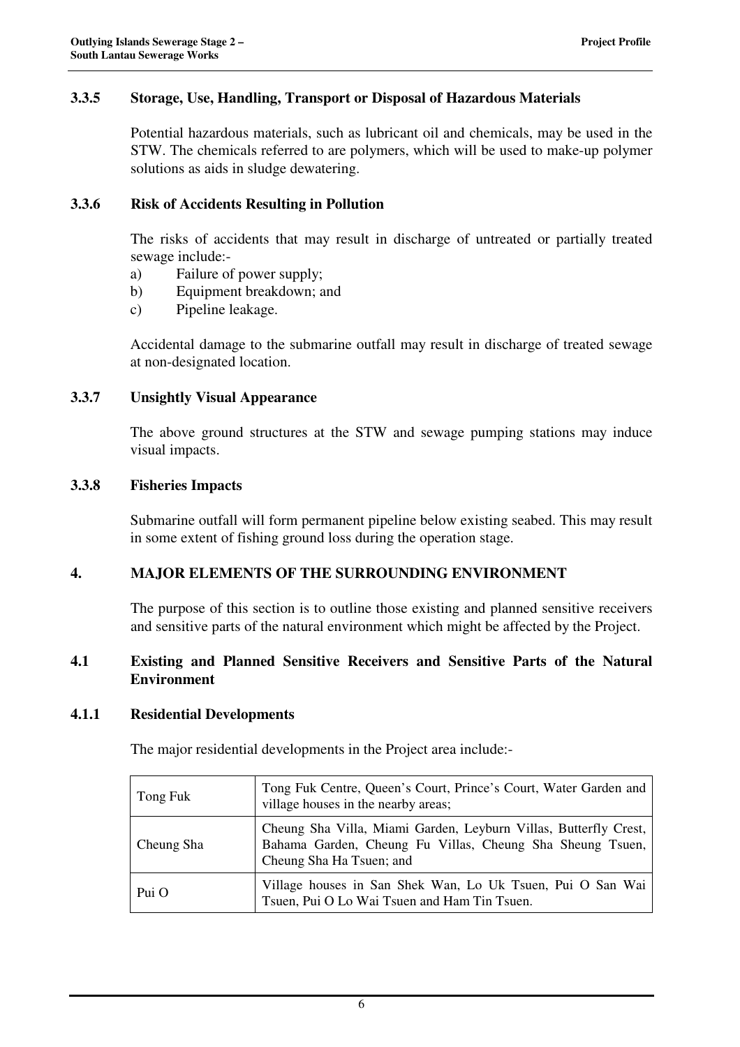### 3.3.5 Storage, Use, Handling, Transport or Disposal of Hazardous Materials

Potential hazardous materials, such as lubricant oil and chemicals, may be used in the STW. The chemicals referred to are polymers, which will be used to make-up polymer solutions as aids in sludge dewatering.

### 3.3.6 Risk of Accidents Resulting in Pollution

The risks of accidents that may result in discharge of untreated or partially treated sewage include:-

a) Failure of power supply;
b) Equipment breakdown; and
c) Pipeline leakage.

Accidental damage to the submarine outfall may result in discharge of treated sewage at non-designated location.

### 3.3.7 Unsightly Visual Appearance

The above ground structures at the STW and sewage pumping stations may induce visual impacts.

### 3.3.8 Fisheries Impacts

Submarine outfall will form permanent pipeline below existing seabed. This may result in some extent of fishing ground loss during the operation stage.

## 4. MAJOR ELEMENTS OF THE SURROUNDING ENVIRONMENT

The purpose of this section is to outline those existing and planned sensitive receivers and sensitive parts of the natural environment which might be affected by the Project.

### 4.1 Existing and Planned Sensitive Receivers and Sensitive Parts of the Natural Environment

### 4.1.1 Residential Developments

The major residential developments in the Project area include:-

| | |
|---|---|
| Tong Fuk | Tong Fuk Centre, Queen's Court, Prince's Court, Water Garden and village houses in the nearby areas; |
| Cheung Sha | Cheung Sha Villa, Miami Garden, Leyburn Villas, Butterfly Crest, Bahama Garden, Cheung Fu Villas, Cheung Sha Sheung Tsuen, Cheung Sha Ha Tsuen; and |
| Pui O | Village houses in San Shek Wan, Lo Uk Tsuen, Pui O San Wai Tsuen, Pui O Lo Wai Tsuen and Ham Tin Tsuen. |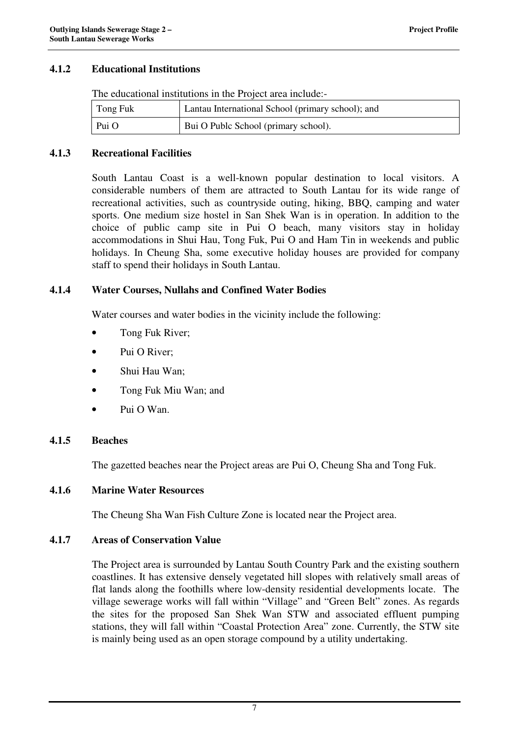### 4.1.2 Educational Institutions

The educational institutions in the Project area include:-

| Tong Fuk | Lantau International School (primary school); and |
|---|---|
| Pui O | Bui O Publc School (primary school). |

### 4.1.3 Recreational Facilities

South Lantau Coast is a well-known popular destination to local visitors. A considerable numbers of them are attracted to South Lantau for its wide range of recreational activities, such as countryside outing, hiking, BBQ, camping and water sports. One medium size hostel in San Shek Wan is in operation. In addition to the choice of public camp site in Pui O beach, many visitors stay in holiday accommodations in Shui Hau, Tong Fuk, Pui O and Ham Tin in weekends and public holidays. In Cheung Sha, some executive holiday houses are provided for company staff to spend their holidays in South Lantau.

### 4.1.4 Water Courses, Nullahs and Confined Water Bodies

Water courses and water bodies in the vicinity include the following:

- Tong Fuk River;
- Pui O River;
- Shui Hau Wan;
- Tong Fuk Miu Wan; and
- Pui O Wan.

### 4.1.5 Beaches

The gazetted beaches near the Project areas are Pui O, Cheung Sha and Tong Fuk.

### 4.1.6 Marine Water Resources

The Cheung Sha Wan Fish Culture Zone is located near the Project area.

### 4.1.7 Areas of Conservation Value

The Project area is surrounded by Lantau South Country Park and the existing southern coastlines. It has extensive densely vegetated hill slopes with relatively small areas of flat lands along the foothills where low-density residential developments locate. The village sewerage works will fall within "Village" and "Green Belt" zones. As regards the sites for the proposed San Shek Wan STW and associated effluent pumping stations, they will fall within "Coastal Protection Area" zone. Currently, the STW site is mainly being used as an open storage compound by a utility undertaking.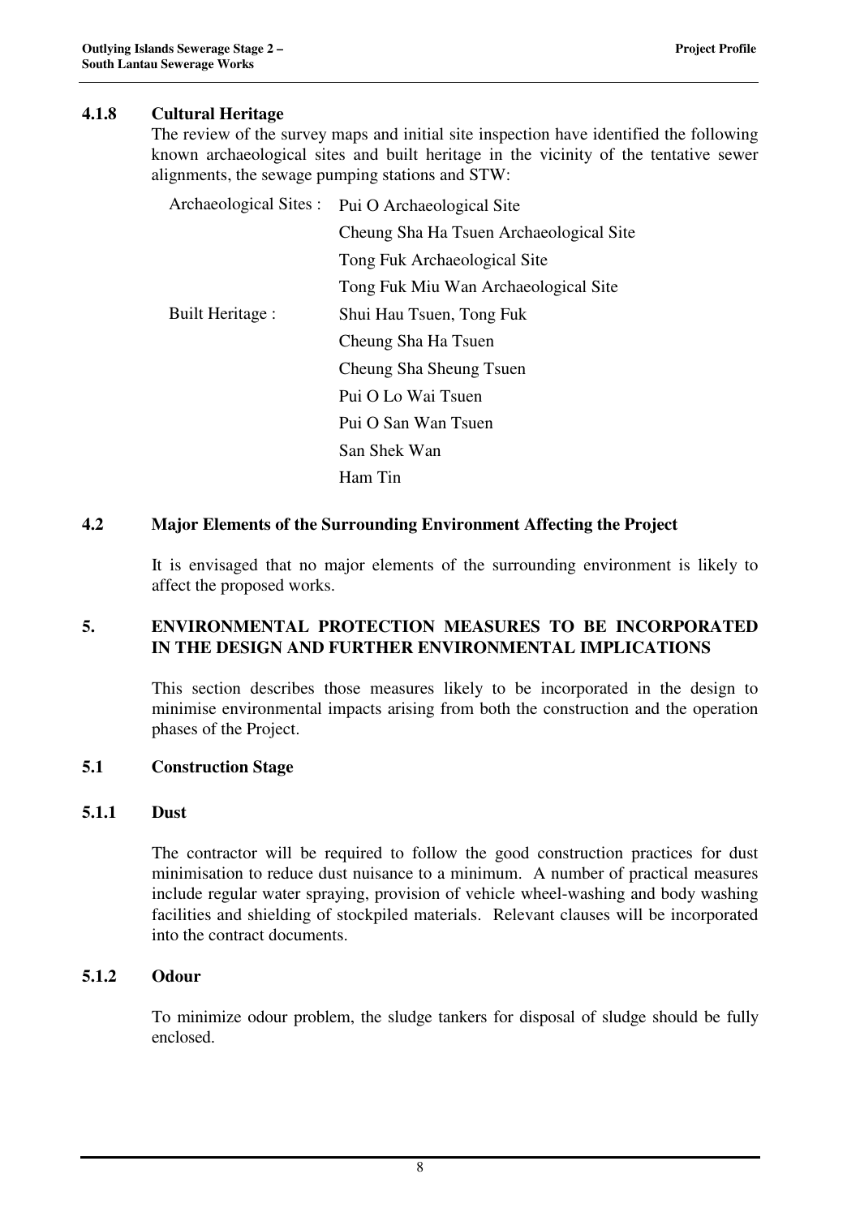#### 4.1.8 Cultural Heritage

The review of the survey maps and initial site inspection have identified the following known archaeological sites and built heritage in the vicinity of the tentative sewer alignments, the sewage pumping stations and STW:

| | |
|---|---|
| Archaeological Sites : | Pui O Archaeological Site |
| | Cheung Sha Ha Tsuen Archaeological Site |
| | Tong Fuk Archaeological Site |
| | Tong Fuk Miu Wan Archaeological Site |
| Built Heritage : | Shui Hau Tsuen, Tong Fuk |
| | Cheung Sha Ha Tsuen |
| | Cheung Sha Sheung Tsuen |
| | Pui O Lo Wai Tsuen |
| | Pui O San Wan Tsuen |
| | San Shek Wan |
| | Ham Tin |

### 4.2 Major Elements of the Surrounding Environment Affecting the Project

It is envisaged that no major elements of the surrounding environment is likely to affect the proposed works.

## 5. ENVIRONMENTAL PROTECTION MEASURES TO BE INCORPORATED IN THE DESIGN AND FURTHER ENVIRONMENTAL IMPLICATIONS

This section describes those measures likely to be incorporated in the design to minimise environmental impacts arising from both the construction and the operation phases of the Project.

### 5.1 Construction Stage

#### 5.1.1 Dust

The contractor will be required to follow the good construction practices for dust minimisation to reduce dust nuisance to a minimum. A number of practical measures include regular water spraying, provision of vehicle wheel-washing and body washing facilities and shielding of stockpiled materials. Relevant clauses will be incorporated into the contract documents.

#### 5.1.2 Odour

To minimize odour problem, the sludge tankers for disposal of sludge should be fully enclosed.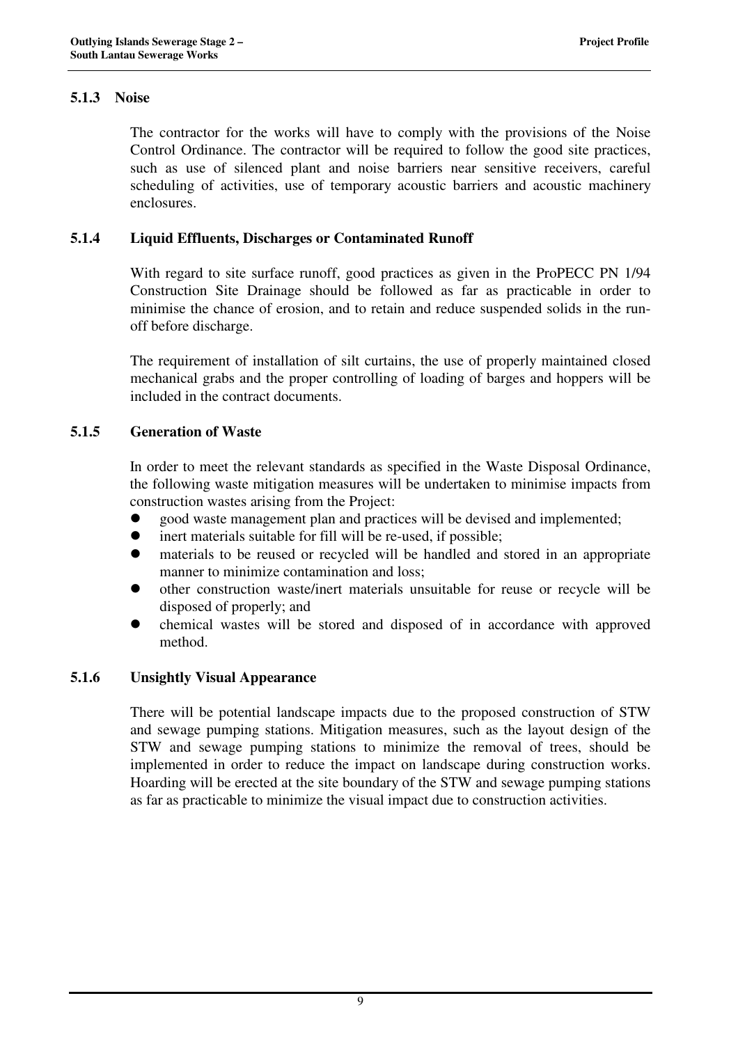### 5.1.3 Noise

The contractor for the works will have to comply with the provisions of the Noise Control Ordinance. The contractor will be required to follow the good site practices, such as use of silenced plant and noise barriers near sensitive receivers, careful scheduling of activities, use of temporary acoustic barriers and acoustic machinery enclosures.

### 5.1.4 Liquid Effluents, Discharges or Contaminated Runoff

With regard to site surface runoff, good practices as given in the ProPECC PN 1/94 Construction Site Drainage should be followed as far as practicable in order to minimise the chance of erosion, and to retain and reduce suspended solids in the run-off before discharge.

The requirement of installation of silt curtains, the use of properly maintained closed mechanical grabs and the proper controlling of loading of barges and hoppers will be included in the contract documents.

### 5.1.5 Generation of Waste

In order to meet the relevant standards as specified in the Waste Disposal Ordinance, the following waste mitigation measures will be undertaken to minimise impacts from construction wastes arising from the Project:

- good waste management plan and practices will be devised and implemented;
- inert materials suitable for fill will be re-used, if possible;
- materials to be reused or recycled will be handled and stored in an appropriate manner to minimize contamination and loss;
- other construction waste/inert materials unsuitable for reuse or recycle will be disposed of properly; and
- chemical wastes will be stored and disposed of in accordance with approved method.

### 5.1.6 Unsightly Visual Appearance

There will be potential landscape impacts due to the proposed construction of STW and sewage pumping stations. Mitigation measures, such as the layout design of the STW and sewage pumping stations to minimize the removal of trees, should be implemented in order to reduce the impact on landscape during construction works. Hoarding will be erected at the site boundary of the STW and sewage pumping stations as far as practicable to minimize the visual impact due to construction activities.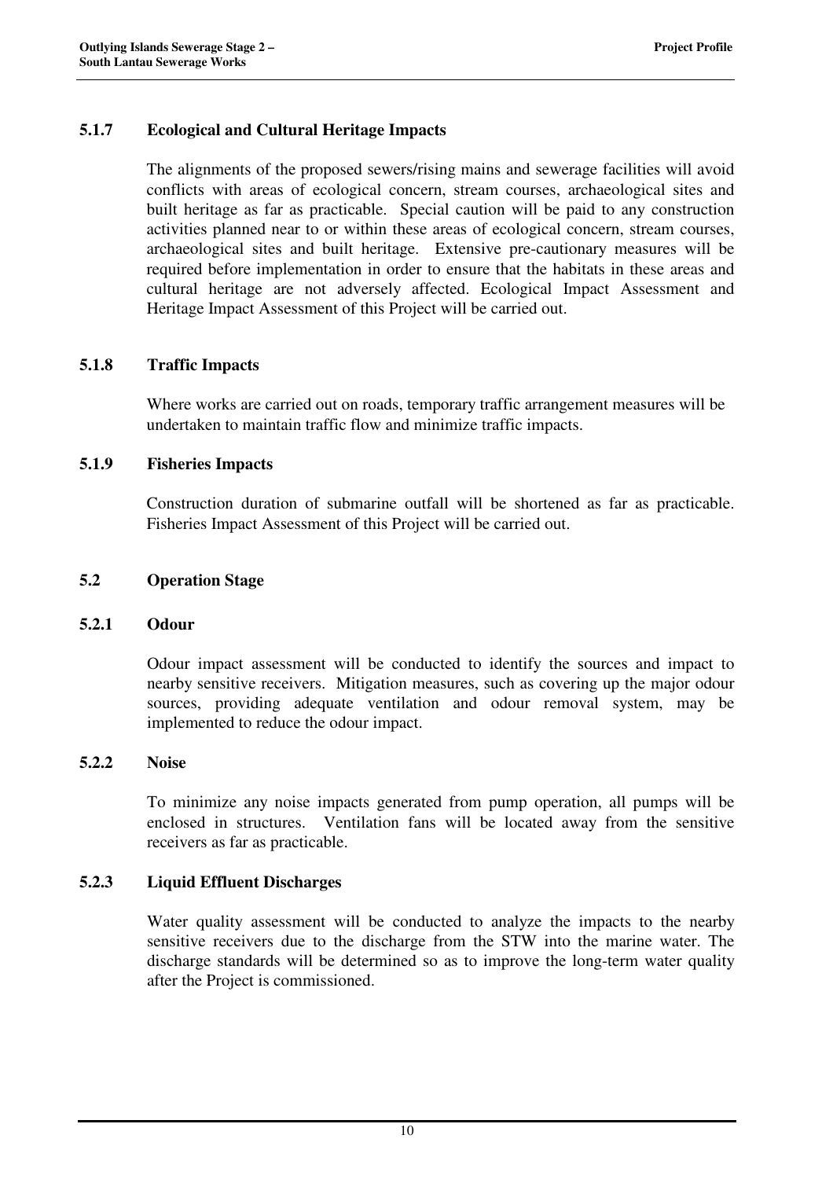### 5.1.7 Ecological and Cultural Heritage Impacts

The alignments of the proposed sewers/rising mains and sewerage facilities will avoid conflicts with areas of ecological concern, stream courses, archaeological sites and built heritage as far as practicable. Special caution will be paid to any construction activities planned near to or within these areas of ecological concern, stream courses, archaeological sites and built heritage. Extensive pre-cautionary measures will be required before implementation in order to ensure that the habitats in these areas and cultural heritage are not adversely affected. Ecological Impact Assessment and Heritage Impact Assessment of this Project will be carried out.

### 5.1.8 Traffic Impacts

Where works are carried out on roads, temporary traffic arrangement measures will be undertaken to maintain traffic flow and minimize traffic impacts.

### 5.1.9 Fisheries Impacts

Construction duration of submarine outfall will be shortened as far as practicable. Fisheries Impact Assessment of this Project will be carried out.

## 5.2 Operation Stage

### 5.2.1 Odour

Odour impact assessment will be conducted to identify the sources and impact to nearby sensitive receivers. Mitigation measures, such as covering up the major odour sources, providing adequate ventilation and odour removal system, may be implemented to reduce the odour impact.

### 5.2.2 Noise

To minimize any noise impacts generated from pump operation, all pumps will be enclosed in structures. Ventilation fans will be located away from the sensitive receivers as far as practicable.

### 5.2.3 Liquid Effluent Discharges

Water quality assessment will be conducted to analyze the impacts to the nearby sensitive receivers due to the discharge from the STW into the marine water. The discharge standards will be determined so as to improve the long-term water quality after the Project is commissioned.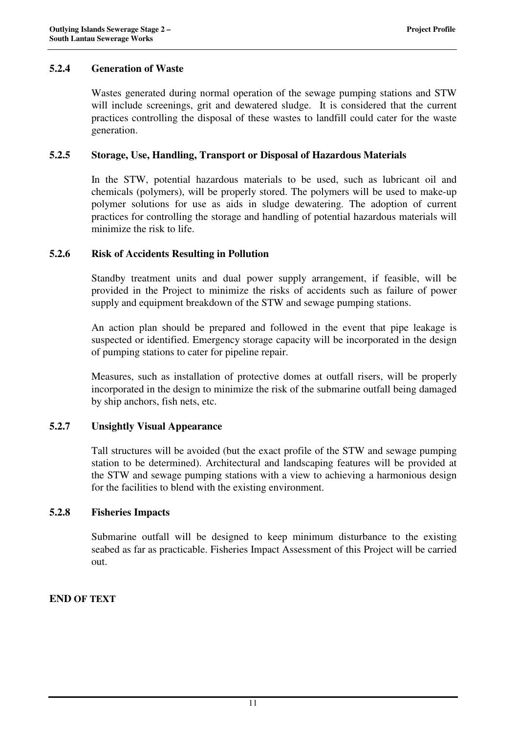### 5.2.4 Generation of Waste

Wastes generated during normal operation of the sewage pumping stations and STW will include screenings, grit and dewatered sludge. It is considered that the current practices controlling the disposal of these wastes to landfill could cater for the waste generation.

### 5.2.5 Storage, Use, Handling, Transport or Disposal of Hazardous Materials

In the STW, potential hazardous materials to be used, such as lubricant oil and chemicals (polymers), will be properly stored. The polymers will be used to make-up polymer solutions for use as aids in sludge dewatering. The adoption of current practices for controlling the storage and handling of potential hazardous materials will minimize the risk to life.

### 5.2.6 Risk of Accidents Resulting in Pollution

Standby treatment units and dual power supply arrangement, if feasible, will be provided in the Project to minimize the risks of accidents such as failure of power supply and equipment breakdown of the STW and sewage pumping stations.

An action plan should be prepared and followed in the event that pipe leakage is suspected or identified. Emergency storage capacity will be incorporated in the design of pumping stations to cater for pipeline repair.

Measures, such as installation of protective domes at outfall risers, will be properly incorporated in the design to minimize the risk of the submarine outfall being damaged by ship anchors, fish nets, etc.

### 5.2.7 Unsightly Visual Appearance

Tall structures will be avoided (but the exact profile of the STW and sewage pumping station to be determined). Architectural and landscaping features will be provided at the STW and sewage pumping stations with a view to achieving a harmonious design for the facilities to blend with the existing environment.

### 5.2.8 Fisheries Impacts

Submarine outfall will be designed to keep minimum disturbance to the existing seabed as far as practicable. Fisheries Impact Assessment of this Project will be carried out.

**END OF TEXT**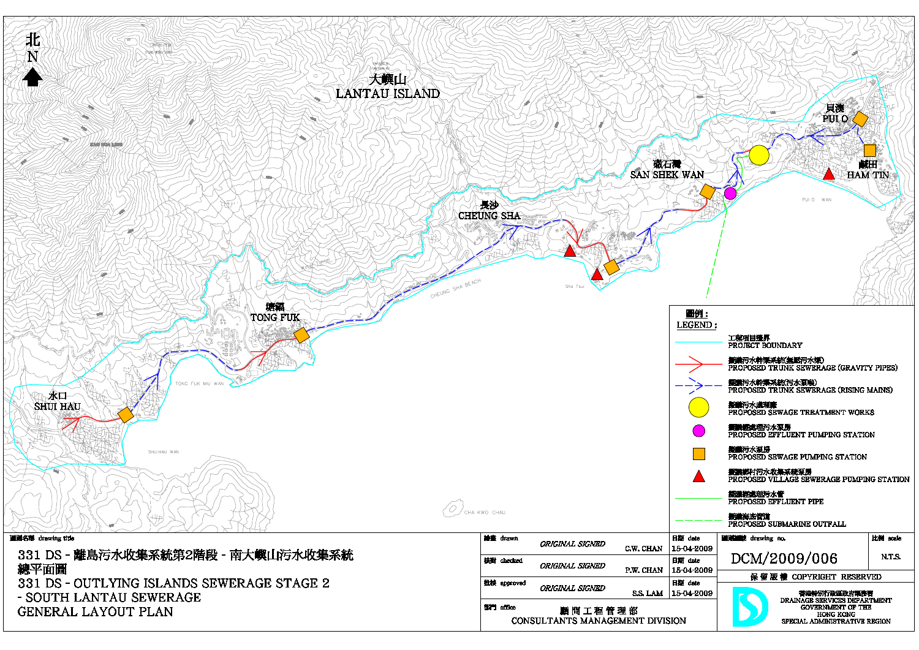北
N

大嶼山
LANTAU ISLAND

貝澳
PUI O

鹹田
HAM TIN

散石灣
SAN SHEK WAN

長沙
CHEUNG SHA

塘福
TONG FUK

水口
SHUI HAU

PUI O WAN

Sha Tsui

CHEUNG SHA BEACH

TONG FUK MIU WAN

SHUI HAU WAN

CHA KWO CHAU

圖例：
LEGEND：

工程項目邊界
PROJECT BOUNDARY

擬議污水幹渠系統(無壓污水渠)
PROPOSED TRUNK SEWERAGE (GRAVITY PIPES)

擬議污水幹渠系統(污水泵喉)
PROPOSED TRUNK SEWERAGE (RISING MAINS)

擬議污水處理廠
PROPOSED SEWAGE TREATMENT WORKS

擬議經處理污水泵房
PROPOSED EFFLUENT PUMPING STATION

擬議污水泵房
PROPOSED SEWAGE PUMPING STATION

擬議鄉村污水收集系統泵房
PROPOSED VILLAGE SEWERAGE PUMPING STATION

擬議經處理污水管
PROPOSED EFFLUENT PIPE

擬議海底管道
PROPOSED SUBMARINE OUTFALL

| | | | |
|---|---|---|---|
| 圖則名稱 drawing title<br>331 DS - 離島污水收集系統第2階段 - 南大嶼山污水收集系統 總平面圖<br>331 DS - OUTLYING ISLANDS SEWERAGE STAGE 2 - SOUTH LANTAU SEWERAGE GENERAL LAYOUT PLAN | 繪畫 drawn: ORIGINAL SIGNED C.W. CHAN | 日期 date: 15-04-2009 | 圖則編號 drawing no.: DCM/2009/006 |
| | 核對 checked: ORIGINAL SIGNED P.W. CHAN | 日期 date: 15-04-2009 | 比例 scale: N.T.S. |
| | 批核 approved: ORIGINAL SIGNED S.S. LAM | 日期 date: 15-04-2009 | 保留版權 COPYRIGHT RESERVED |
| | 部門 office: 顧問工程管理部 CONSULTANTS MANAGEMENT DIVISION | | 香港特別行政區政府渠務署 DRAINAGE SERVICES DEPARTMENT GOVERNMENT OF THE HONG KONG SPECIAL ADMINISTRATIVE REGION |